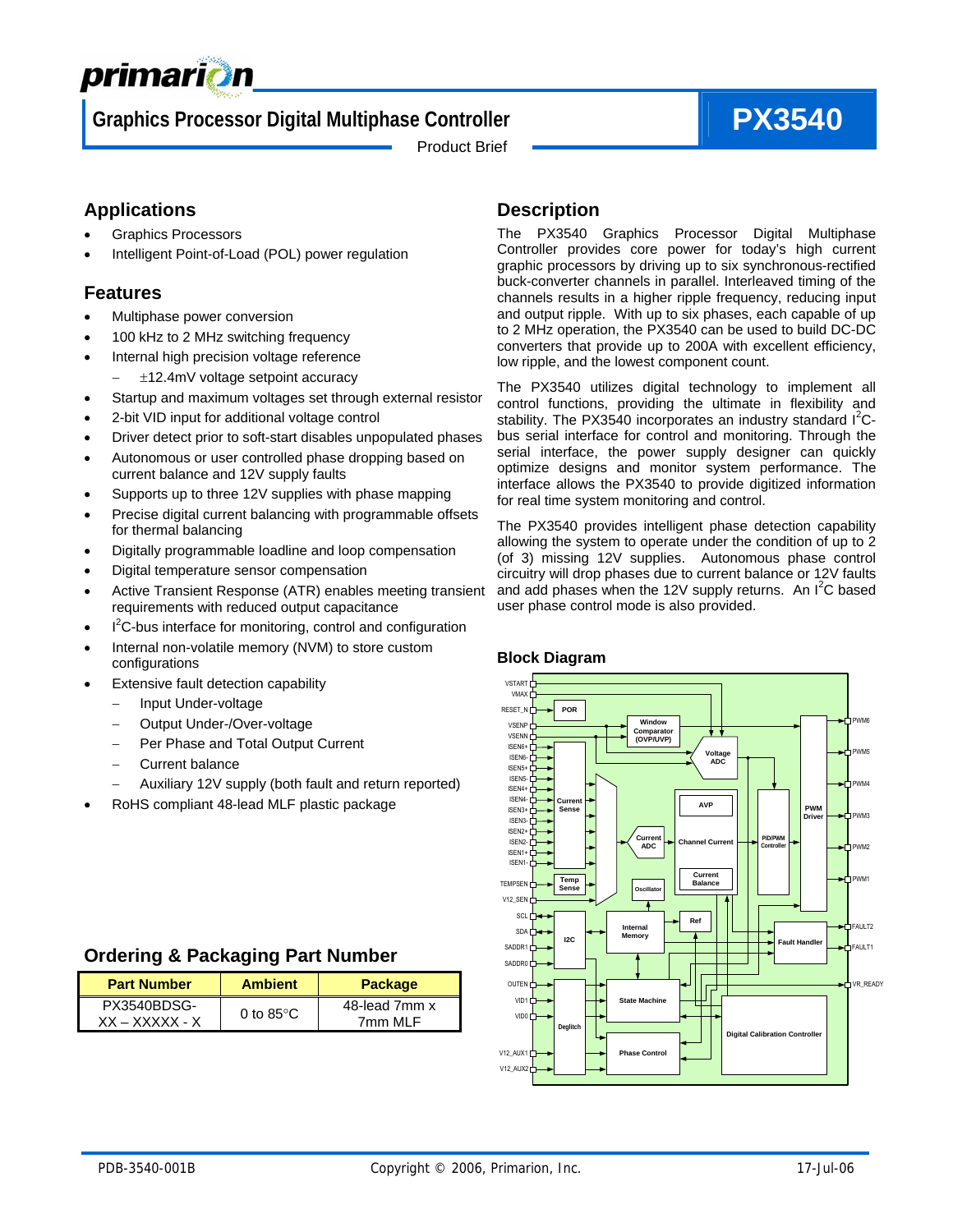# Graphics Processor Digital Multiphase Controller

# PX3540

Product Brief

## Applications

- Graphics Processors
- Intelligent Point-of-Load (POL) power regulation

## Features

- Multiphase power conversion
- 100 kHz to 2 MHz switching frequency
- Internal high precision voltage reference
  - ±12.4mV voltage setpoint accuracy
- Startup and maximum voltages set through external resistor
- 2-bit VID input for additional voltage control
- Driver detect prior to soft-start disables unpopulated phases
- Autonomous or user controlled phase dropping based on current balance and 12V supply faults
- Supports up to three 12V supplies with phase mapping
- Precise digital current balancing with programmable offsets for thermal balancing
- Digitally programmable loadline and loop compensation
- Digital temperature sensor compensation
- Active Transient Response (ATR) enables meeting transient requirements with reduced output capacitance
- I$^2$C-bus interface for monitoring, control and configuration
- Internal non-volatile memory (NVM) to store custom configurations
- Extensive fault detection capability
  - Input Under-voltage
  - Output Under-/Over-voltage
  - Per Phase and Total Output Current
  - Current balance
  - Auxiliary 12V supply (both fault and return reported)
- RoHS compliant 48-lead MLF plastic package

## Ordering & Packaging Part Number

| Part Number | Ambient | Package |
|---|---|---|
| PX3540BDSG-XX – XXXXX - X | 0 to 85°C | 48-lead 7mm x 7mm MLF |

## Description

The PX3540 Graphics Processor Digital Multiphase Controller provides core power for today's high current graphic processors by driving up to six synchronous-rectified buck-converter channels in parallel. Interleaved timing of the channels results in a higher ripple frequency, reducing input and output ripple. With up to six phases, each capable of up to 2 MHz operation, the PX3540 can be used to build DC-DC converters that provide up to 200A with excellent efficiency, low ripple, and the lowest component count.

The PX3540 utilizes digital technology to implement all control functions, providing the ultimate in flexibility and stability. The PX3540 incorporates an industry standard I$^2$C-bus serial interface for control and monitoring. Through the serial interface, the power supply designer can quickly optimize designs and monitor system performance. The interface allows the PX3540 to provide digitized information for real time system monitoring and control.

The PX3540 provides intelligent phase detection capability allowing the system to operate under the condition of up to 2 (of 3) missing 12V supplies. Autonomous phase control circuitry will drop phases due to current balance or 12V faults and add phases when the 12V supply returns. An I$^2$C based user phase control mode is also provided.

## Block Diagram

VSTART
VMAX
RESET_N
VSENP
VSENN
ISEN6+
ISEN6-
ISEN5+
ISEN5-
ISEN4+
ISEN4-
ISEN3+
ISEN3-
ISEN2+
ISEN2-
ISEN1+
ISEN1-
TEMPSEN
V12_SEN
SCL
SDA
SADDR1
SADDR0
OUTEN
VID1
VID0
V12_AUX1
V12_AUX2
POR
Window Comparator (OVP/UVP)
Voltage ADC
Current Sense
Temp Sense
Current ADC
Oscillator
AVP
Channel Current
Current Balance
PID/PWM Controller
PWM Driver
Ref
I2C
Internal Memory
Fault Handler
Deglitch
State Machine
Phase Control
Digital Calibration Controller
PWM6
PWM5
PWM4
PWM3
PWM2
PWM1
FAULT2
FAULT1
VR_READY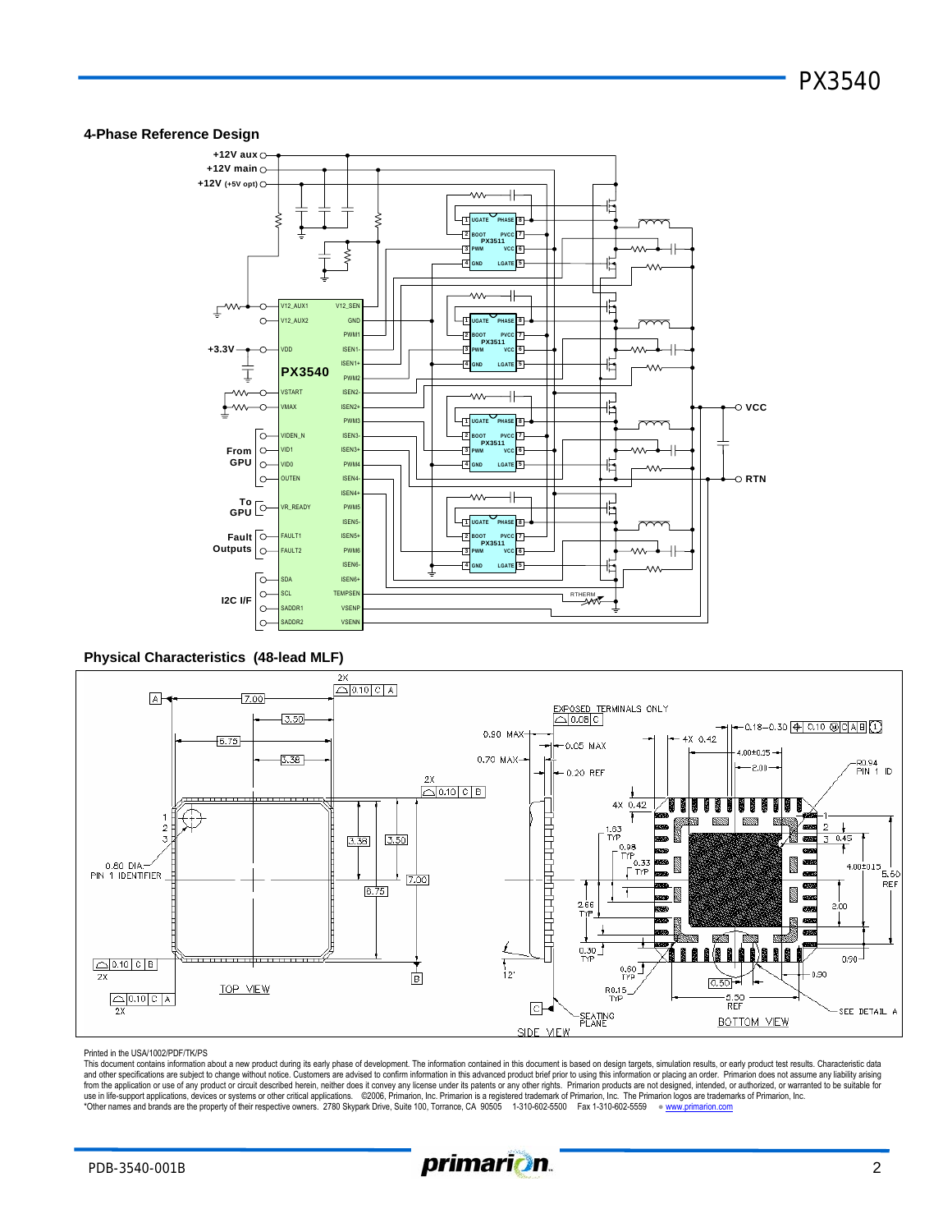## 4-Phase Reference Design

+12V aux
+12V main
+12V (+5V opt)

V12_AUX1
V12_AUX2
+3.3V
VDD
PX3540
VSTART
VMAX
From GPU
VIDEN_N
VID1
VID0
OUTEN
To GPU
VR_READY
Fault Outputs
FAULT1
FAULT2
I2C I/F
SDA
SCL
SADDR1
SADDR2

V12_SEN
GND
PWM1
ISEN1-
ISEN1+
PWM2
ISEN2-
ISEN2+
PWM3
ISEN3-
ISEN3+
PWM4
ISEN4-
ISEN4+
PWM5
ISEN5-
ISEN5+
PWM6
ISEN6-
ISEN6+
TEMPSEN
VSENP
VSENN

1 UGATE PHASE 8
2 BOOT PVCC 7
PX3511
3 PWM VCC 6
4 GND LGATE 5

VCC
RTN
RTHERM

## Physical Characteristics (48-lead MLF)

TOP VIEW
SIDE VIEW
BOTTOM VIEW

A 7.00 3.50 6.75 3.38
2X 0.10 C A
2X 0.10 C B
0.80 DIA. PIN 1 IDENTIFIER
3.38 3.50 7.00 6.75 B
0.10 C B 2X
0.10 C A 2X

EXPOSED TERMINALS ONLY
0.08 C
0.90 MAX
0.70 MAX
0.05 MAX
0.20 REF
12°
C SEATING PLANE

0.18–0.30 ⊕ 0.10 Ⓜ C A B ①
4X 0.42
4.00±0.15
2.00
R0.94 PIN 1 ID
4X 0.42
1.83 TYP
0.98 TYP
0.33 TYP
2.66 TYP
0.30 TYP
0.60 TYP
R0.15 TYP
0.50
5.50 REF
1 2 3 0.45
4.00±0.15
5.50 REF
2.00
0.90
0.90
SEE DETAIL A

Printed in the USA/1002/PDF/TK/PS

This document contains information about a new product during its early phase of development. The information contained in this document is based on design targets, simulation results, or early product test results. Characteristic data and other specifications are subject to change without notice. Customers are advised to confirm information in this advanced product brief prior to using this information or placing an order. Primarion does not assume any liability arising from the application or use of any product or circuit described herein, neither does it convey any license under its patents or any other rights. Primarion products are not designed, intended, or authorized, or warranted to be suitable for use in life-support applications, devices or systems or other critical applications. ©2006, Primarion, Inc. Primarion is a registered trademark of Primarion, Inc. The Primarion logos are trademarks of Primarion, Inc.
*Other names and brands are the property of their respective owners. 2780 Skypark Drive, Suite 100, Torrance, CA 90505 1-310-602-5500 Fax 1-310-602-5559 • www.primarion.com

PDB-3540-001B